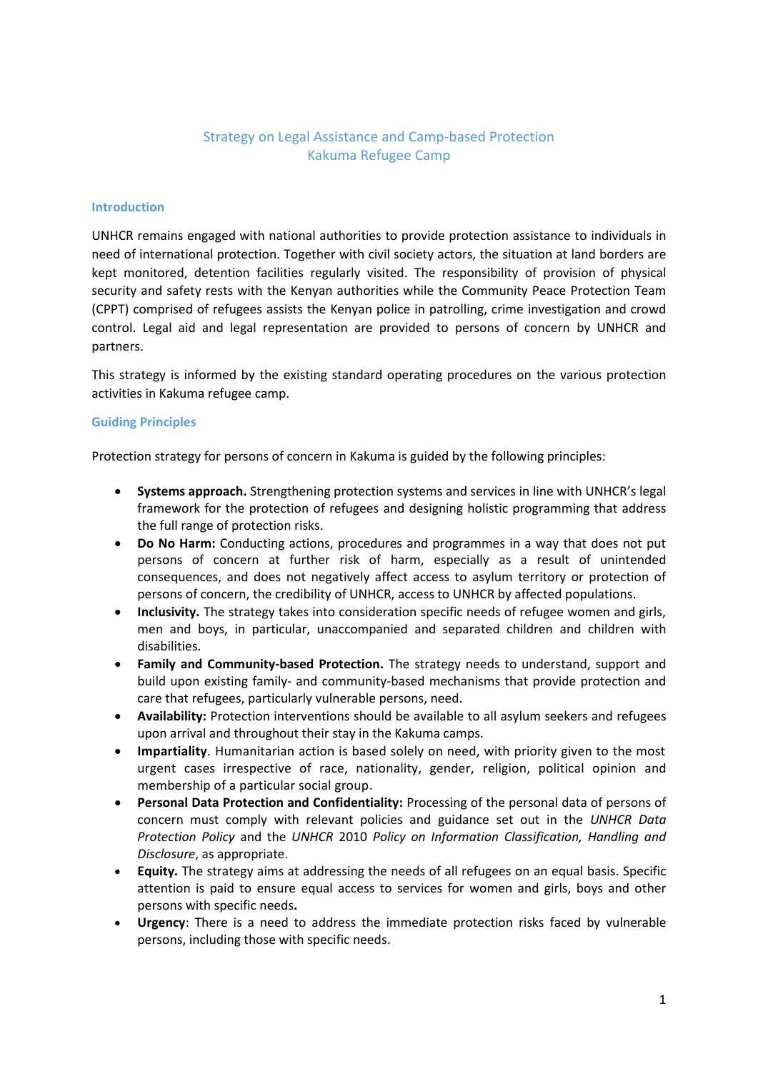# Strategy on Legal Assistance and Camp-based Protection
# Kakuma Refugee Camp

## Introduction

UNHCR remains engaged with national authorities to provide protection assistance to individuals in need of international protection. Together with civil society actors, the situation at land borders are kept monitored, detention facilities regularly visited. The responsibility of provision of physical security and safety rests with the Kenyan authorities while the Community Peace Protection Team (CPPT) comprised of refugees assists the Kenyan police in patrolling, crime investigation and crowd control. Legal aid and legal representation are provided to persons of concern by UNHCR and partners.

This strategy is informed by the existing standard operating procedures on the various protection activities in Kakuma refugee camp.

## Guiding Principles

Protection strategy for persons of concern in Kakuma is guided by the following principles:

- **Systems approach.** Strengthening protection systems and services in line with UNHCR's legal framework for the protection of refugees and designing holistic programming that address the full range of protection risks.
- **Do No Harm:** Conducting actions, procedures and programmes in a way that does not put persons of concern at further risk of harm, especially as a result of unintended consequences, and does not negatively affect access to asylum territory or protection of persons of concern, the credibility of UNHCR, access to UNHCR by affected populations.
- **Inclusivity.** The strategy takes into consideration specific needs of refugee women and girls, men and boys, in particular, unaccompanied and separated children and children with disabilities.
- **Family and Community-based Protection.** The strategy needs to understand, support and build upon existing family- and community-based mechanisms that provide protection and care that refugees, particularly vulnerable persons, need.
- **Availability:** Protection interventions should be available to all asylum seekers and refugees upon arrival and throughout their stay in the Kakuma camps.
- **Impartiality**. Humanitarian action is based solely on need, with priority given to the most urgent cases irrespective of race, nationality, gender, religion, political opinion and membership of a particular social group.
- **Personal Data Protection and Confidentiality:** Processing of the personal data of persons of concern must comply with relevant policies and guidance set out in the *UNHCR Data Protection Policy* and the *UNHCR* 2010 *Policy on Information Classification, Handling and Disclosure*, as appropriate.
- **Equity.** The strategy aims at addressing the needs of all refugees on an equal basis. Specific attention is paid to ensure equal access to services for women and girls, boys and other persons with specific needs**.**
- **Urgency**: There is a need to address the immediate protection risks faced by vulnerable persons, including those with specific needs.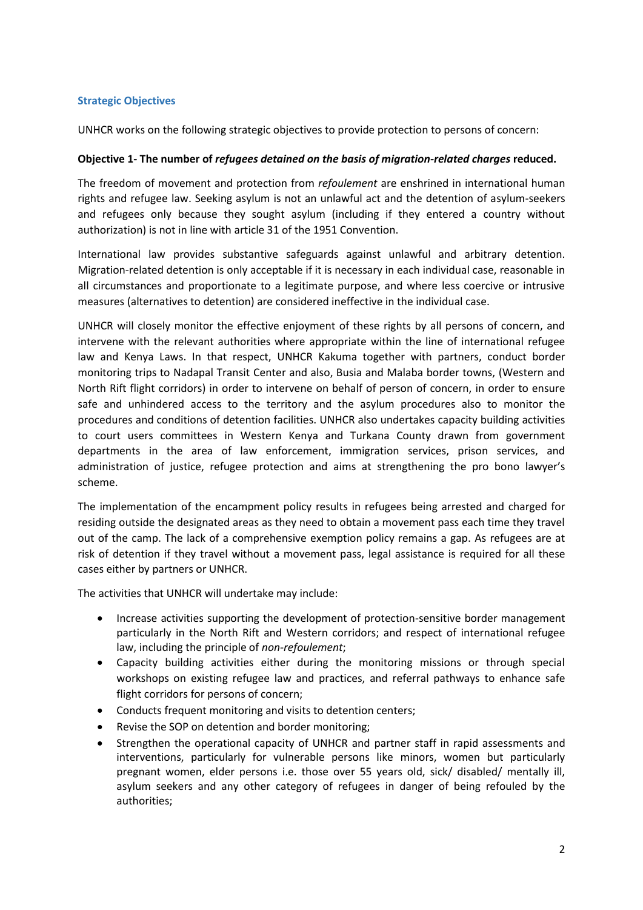## Strategic Objectives

UNHCR works on the following strategic objectives to provide protection to persons of concern:

**Objective 1- The number of *refugees detained on the basis of migration-related charges* reduced.**

The freedom of movement and protection from *refoulement* are enshrined in international human rights and refugee law. Seeking asylum is not an unlawful act and the detention of asylum-seekers and refugees only because they sought asylum (including if they entered a country without authorization) is not in line with article 31 of the 1951 Convention.

International law provides substantive safeguards against unlawful and arbitrary detention. Migration-related detention is only acceptable if it is necessary in each individual case, reasonable in all circumstances and proportionate to a legitimate purpose, and where less coercive or intrusive measures (alternatives to detention) are considered ineffective in the individual case.

UNHCR will closely monitor the effective enjoyment of these rights by all persons of concern, and intervene with the relevant authorities where appropriate within the line of international refugee law and Kenya Laws. In that respect, UNHCR Kakuma together with partners, conduct border monitoring trips to Nadapal Transit Center and also, Busia and Malaba border towns, (Western and North Rift flight corridors) in order to intervene on behalf of person of concern, in order to ensure safe and unhindered access to the territory and the asylum procedures also to monitor the procedures and conditions of detention facilities. UNHCR also undertakes capacity building activities to court users committees in Western Kenya and Turkana County drawn from government departments in the area of law enforcement, immigration services, prison services, and administration of justice, refugee protection and aims at strengthening the pro bono lawyer's scheme.

The implementation of the encampment policy results in refugees being arrested and charged for residing outside the designated areas as they need to obtain a movement pass each time they travel out of the camp. The lack of a comprehensive exemption policy remains a gap. As refugees are at risk of detention if they travel without a movement pass, legal assistance is required for all these cases either by partners or UNHCR.

The activities that UNHCR will undertake may include:

- Increase activities supporting the development of protection-sensitive border management particularly in the North Rift and Western corridors; and respect of international refugee law, including the principle of *non-refoulement*;
- Capacity building activities either during the monitoring missions or through special workshops on existing refugee law and practices, and referral pathways to enhance safe flight corridors for persons of concern;
- Conducts frequent monitoring and visits to detention centers;
- Revise the SOP on detention and border monitoring;
- Strengthen the operational capacity of UNHCR and partner staff in rapid assessments and interventions, particularly for vulnerable persons like minors, women but particularly pregnant women, elder persons i.e. those over 55 years old, sick/ disabled/ mentally ill, asylum seekers and any other category of refugees in danger of being refouled by the authorities;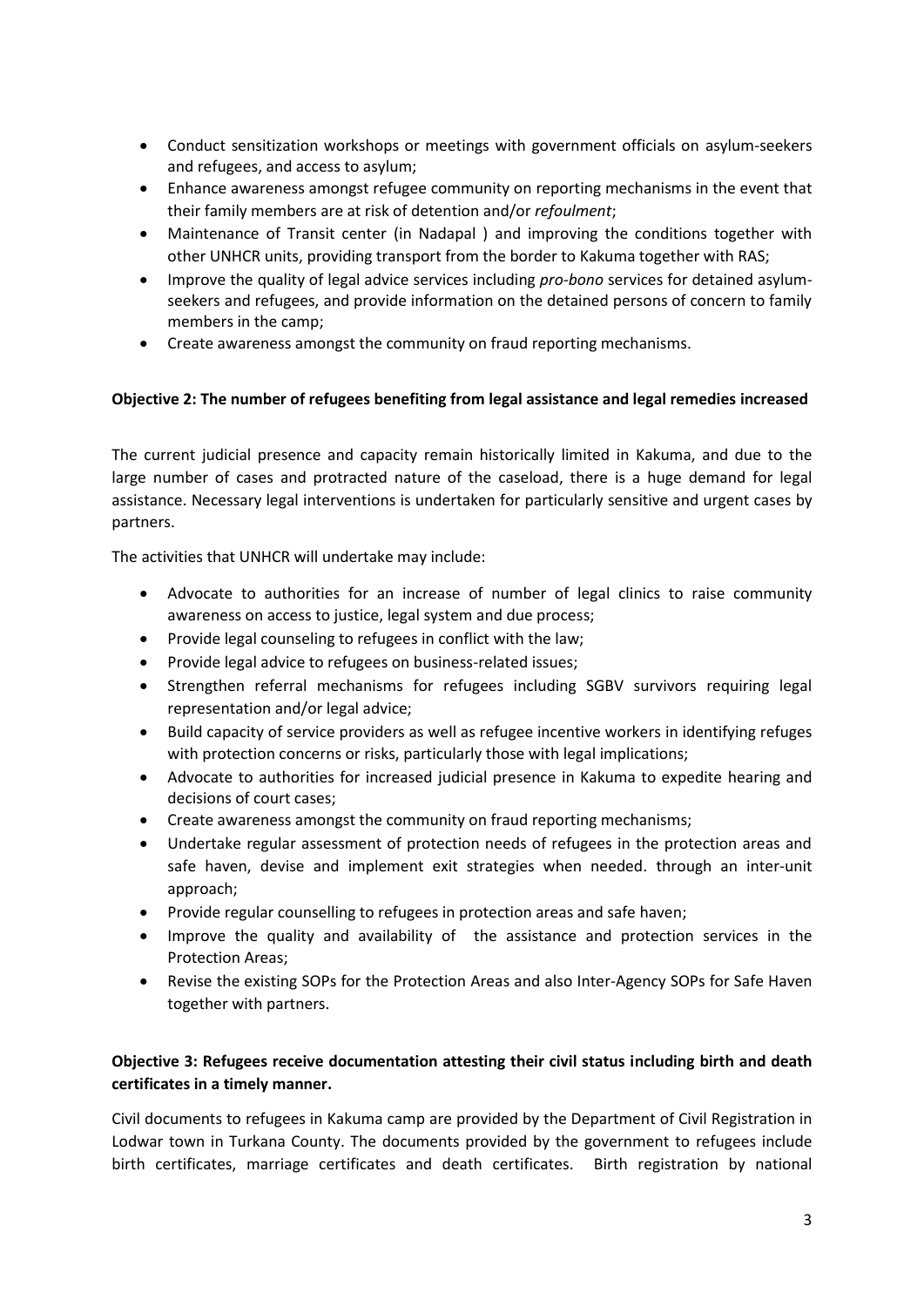- Conduct sensitization workshops or meetings with government officials on asylum-seekers and refugees, and access to asylum;
- Enhance awareness amongst refugee community on reporting mechanisms in the event that their family members are at risk of detention and/or *refoulment*;
- Maintenance of Transit center (in Nadapal ) and improving the conditions together with other UNHCR units, providing transport from the border to Kakuma together with RAS;
- Improve the quality of legal advice services including *pro-bono* services for detained asylum-seekers and refugees, and provide information on the detained persons of concern to family members in the camp;
- Create awareness amongst the community on fraud reporting mechanisms.

**Objective 2: The number of refugees benefiting from legal assistance and legal remedies increased**

The current judicial presence and capacity remain historically limited in Kakuma, and due to the large number of cases and protracted nature of the caseload, there is a huge demand for legal assistance. Necessary legal interventions is undertaken for particularly sensitive and urgent cases by partners.

The activities that UNHCR will undertake may include:

- Advocate to authorities for an increase of number of legal clinics to raise community awareness on access to justice, legal system and due process;
- Provide legal counseling to refugees in conflict with the law;
- Provide legal advice to refugees on business-related issues;
- Strengthen referral mechanisms for refugees including SGBV survivors requiring legal representation and/or legal advice;
- Build capacity of service providers as well as refugee incentive workers in identifying refuges with protection concerns or risks, particularly those with legal implications;
- Advocate to authorities for increased judicial presence in Kakuma to expedite hearing and decisions of court cases;
- Create awareness amongst the community on fraud reporting mechanisms;
- Undertake regular assessment of protection needs of refugees in the protection areas and safe haven, devise and implement exit strategies when needed. through an inter-unit approach;
- Provide regular counselling to refugees in protection areas and safe haven;
- Improve the quality and availability of the assistance and protection services in the Protection Areas;
- Revise the existing SOPs for the Protection Areas and also Inter-Agency SOPs for Safe Haven together with partners.

**Objective 3: Refugees receive documentation attesting their civil status including birth and death certificates in a timely manner.**

Civil documents to refugees in Kakuma camp are provided by the Department of Civil Registration in Lodwar town in Turkana County. The documents provided by the government to refugees include birth certificates, marriage certificates and death certificates. Birth registration by national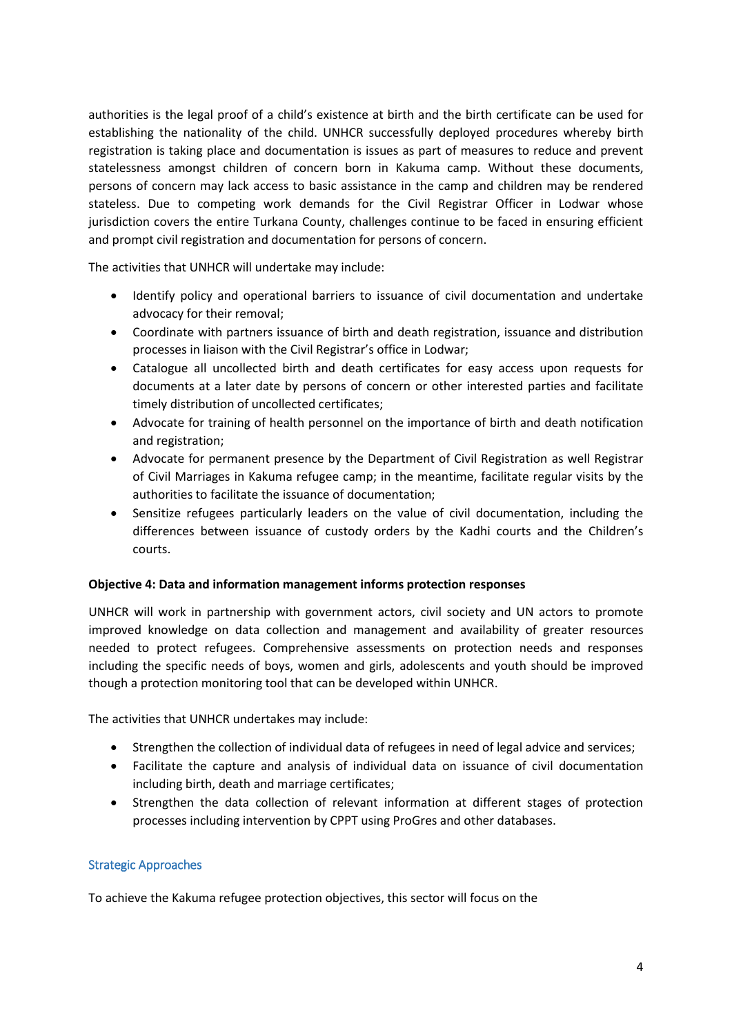authorities is the legal proof of a child's existence at birth and the birth certificate can be used for establishing the nationality of the child. UNHCR successfully deployed procedures whereby birth registration is taking place and documentation is issues as part of measures to reduce and prevent statelessness amongst children of concern born in Kakuma camp. Without these documents, persons of concern may lack access to basic assistance in the camp and children may be rendered stateless. Due to competing work demands for the Civil Registrar Officer in Lodwar whose jurisdiction covers the entire Turkana County, challenges continue to be faced in ensuring efficient and prompt civil registration and documentation for persons of concern.

The activities that UNHCR will undertake may include:

- Identify policy and operational barriers to issuance of civil documentation and undertake advocacy for their removal;
- Coordinate with partners issuance of birth and death registration, issuance and distribution processes in liaison with the Civil Registrar's office in Lodwar;
- Catalogue all uncollected birth and death certificates for easy access upon requests for documents at a later date by persons of concern or other interested parties and facilitate timely distribution of uncollected certificates;
- Advocate for training of health personnel on the importance of birth and death notification and registration;
- Advocate for permanent presence by the Department of Civil Registration as well Registrar of Civil Marriages in Kakuma refugee camp; in the meantime, facilitate regular visits by the authorities to facilitate the issuance of documentation;
- Sensitize refugees particularly leaders on the value of civil documentation, including the differences between issuance of custody orders by the Kadhi courts and the Children's courts.

**Objective 4: Data and information management informs protection responses**

UNHCR will work in partnership with government actors, civil society and UN actors to promote improved knowledge on data collection and management and availability of greater resources needed to protect refugees. Comprehensive assessments on protection needs and responses including the specific needs of boys, women and girls, adolescents and youth should be improved though a protection monitoring tool that can be developed within UNHCR.

The activities that UNHCR undertakes may include:

- Strengthen the collection of individual data of refugees in need of legal advice and services;
- Facilitate the capture and analysis of individual data on issuance of civil documentation including birth, death and marriage certificates;
- Strengthen the data collection of relevant information at different stages of protection processes including intervention by CPPT using ProGres and other databases.

## Strategic Approaches

To achieve the Kakuma refugee protection objectives, this sector will focus on the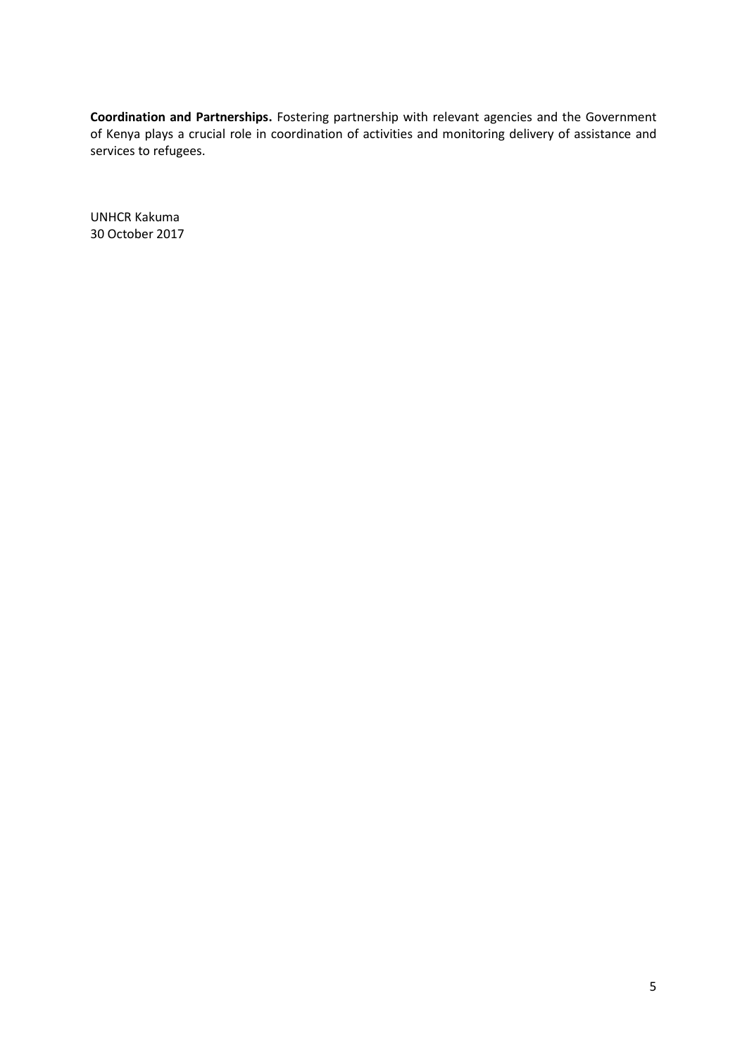**Coordination and Partnerships.** Fostering partnership with relevant agencies and the Government of Kenya plays a crucial role in coordination of activities and monitoring delivery of assistance and services to refugees.

UNHCR Kakuma
30 October 2017